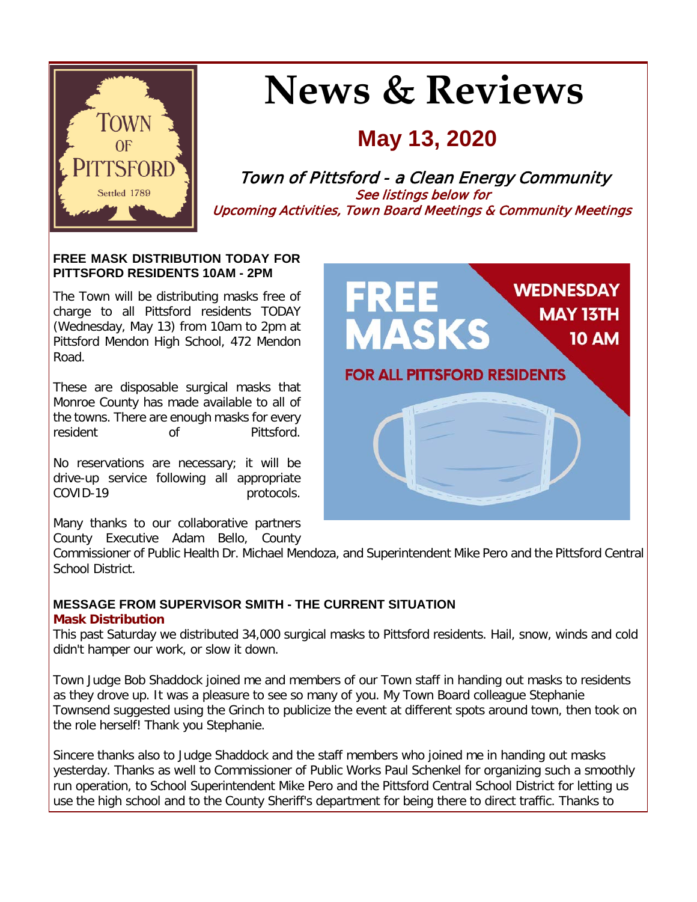# News & Reviews

## May 13, 2020

*Town of Pittsford - a Clean Energy Community*

*See listings below for*
*Upcoming Activities, Town Board Meetings & Community Meetings*

**FREE MASK DISTRIBUTION TODAY FOR PITTSFORD RESIDENTS 10AM - 2PM**

The Town will be distributing masks free of charge to all Pittsford residents TODAY (Wednesday, May 13) from 10am to 2pm at Pittsford Mendon High School, 472 Mendon Road.

These are disposable surgical masks that Monroe County has made available to all of the towns. There are enough masks for every resident of Pittsford.

No reservations are necessary; it will be drive-up service following all appropriate COVID-19 protocols.

Many thanks to our collaborative partners County Executive Adam Bello, County Commissioner of Public Health Dr. Michael Mendoza, and Superintendent Mike Pero and the Pittsford Central School District.

**MESSAGE FROM SUPERVISOR SMITH - THE CURRENT SITUATION**

**Mask Distribution**

This past Saturday we distributed 34,000 surgical masks to Pittsford residents. Hail, snow, winds and cold didn't hamper our work, or slow it down.

Town Judge Bob Shaddock joined me and members of our Town staff in handing out masks to residents as they drove up. It was a pleasure to see so many of you. My Town Board colleague Stephanie Townsend suggested using the Grinch to publicize the event at different spots around town, then took on the role herself! Thank you Stephanie.

Sincere thanks also to Judge Shaddock and the staff members who joined me in handing out masks yesterday. Thanks as well to Commissioner of Public Works Paul Schenkel for organizing such a smoothly run operation, to School Superintendent Mike Pero and the Pittsford Central School District for letting us use the high school and to the County Sheriff's department for being there to direct traffic. Thanks to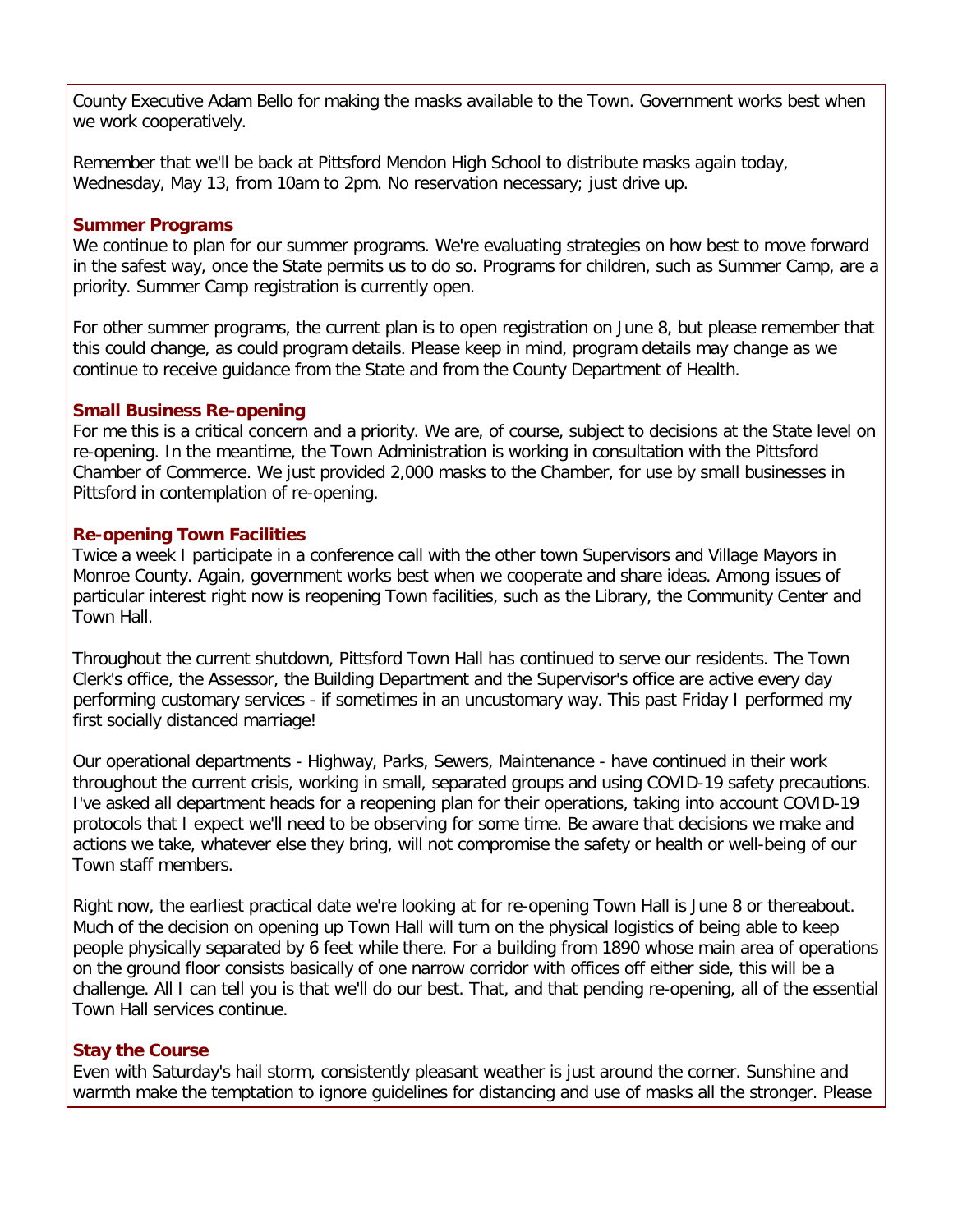County Executive Adam Bello for making the masks available to the Town. Government works best when we work cooperatively.

Remember that we'll be back at Pittsford Mendon High School to distribute masks again today, Wednesday, May 13, from 10am to 2pm. No reservation necessary; just drive up.

**Summer Programs**

We continue to plan for our summer programs. We're evaluating strategies on how best to move forward in the safest way, once the State permits us to do so. Programs for children, such as Summer Camp, are a priority. Summer Camp registration is currently open.

For other summer programs, the current plan is to open registration on June 8, but please remember that this could change, as could program details. Please keep in mind, program details may change as we continue to receive guidance from the State and from the County Department of Health.

**Small Business Re-opening**

For me this is a critical concern and a priority. We are, of course, subject to decisions at the State level on re-opening. In the meantime, the Town Administration is working in consultation with the Pittsford Chamber of Commerce. We just provided 2,000 masks to the Chamber, for use by small businesses in Pittsford in contemplation of re-opening.

**Re-opening Town Facilities**

Twice a week I participate in a conference call with the other town Supervisors and Village Mayors in Monroe County. Again, government works best when we cooperate and share ideas. Among issues of particular interest right now is reopening Town facilities, such as the Library, the Community Center and Town Hall.

Throughout the current shutdown, Pittsford Town Hall has continued to serve our residents. The Town Clerk's office, the Assessor, the Building Department and the Supervisor's office are active every day performing customary services - if sometimes in an uncustomary way. This past Friday I performed my first socially distanced marriage!

Our operational departments - Highway, Parks, Sewers, Maintenance - have continued in their work throughout the current crisis, working in small, separated groups and using COVID-19 safety precautions. I've asked all department heads for a reopening plan for their operations, taking into account COVID-19 protocols that I expect we'll need to be observing for some time. Be aware that decisions we make and actions we take, whatever else they bring, will not compromise the safety or health or well-being of our Town staff members.

Right now, the earliest practical date we're looking at for re-opening Town Hall is June 8 or thereabout. Much of the decision on opening up Town Hall will turn on the physical logistics of being able to keep people physically separated by 6 feet while there. For a building from 1890 whose main area of operations on the ground floor consists basically of one narrow corridor with offices off either side, this will be a challenge. All I can tell you is that we'll do our best. That, and that pending re-opening, all of the essential Town Hall services continue.

**Stay the Course**

Even with Saturday's hail storm, consistently pleasant weather is just around the corner. Sunshine and warmth make the temptation to ignore guidelines for distancing and use of masks all the stronger. Please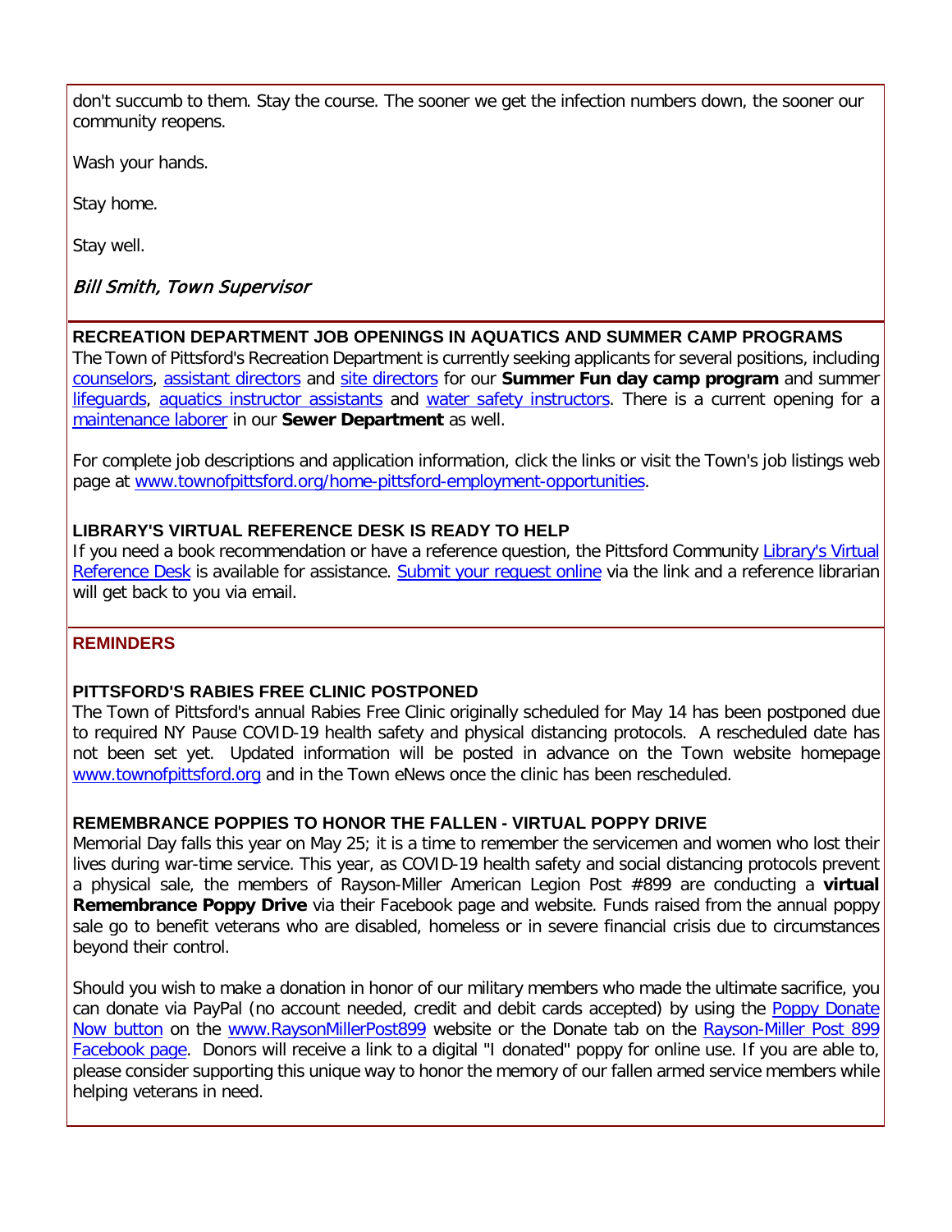don't succumb to them. Stay the course. The sooner we get the infection numbers down, the sooner our community reopens.

Wash your hands.

Stay home.

Stay well.

*Bill Smith, Town Supervisor*

### RECREATION DEPARTMENT JOB OPENINGS IN AQUATICS AND SUMMER CAMP PROGRAMS

The Town of Pittsford's Recreation Department is currently seeking applicants for several positions, including counselors, assistant directors and site directors for our **Summer Fun day camp program** and summer lifeguards, aquatics instructor assistants and water safety instructors. There is a current opening for a maintenance laborer in our **Sewer Department** as well.

For complete job descriptions and application information, click the links or visit the Town's job listings web page at www.townofpittsford.org/home-pittsford-employment-opportunities.

### LIBRARY'S VIRTUAL REFERENCE DESK IS READY TO HELP

If you need a book recommendation or have a reference question, the Pittsford Community Library's Virtual Reference Desk is available for assistance. Submit your request online via the link and a reference librarian will get back to you via email.

## REMINDERS

### PITTSFORD'S RABIES FREE CLINIC POSTPONED

The Town of Pittsford's annual Rabies Free Clinic originally scheduled for May 14 has been postponed due to required NY Pause COVID-19 health safety and physical distancing protocols. A rescheduled date has not been set yet. Updated information will be posted in advance on the Town website homepage www.townofpittsford.org and in the Town eNews once the clinic has been rescheduled.

### REMEMBRANCE POPPIES TO HONOR THE FALLEN - VIRTUAL POPPY DRIVE

Memorial Day falls this year on May 25; it is a time to remember the servicemen and women who lost their lives during war-time service. This year, as COVID-19 health safety and social distancing protocols prevent a physical sale, the members of Rayson-Miller American Legion Post #899 are conducting a **virtual Remembrance Poppy Drive** via their Facebook page and website. Funds raised from the annual poppy sale go to benefit veterans who are disabled, homeless or in severe financial crisis due to circumstances beyond their control.

Should you wish to make a donation in honor of our military members who made the ultimate sacrifice, you can donate via PayPal (no account needed, credit and debit cards accepted) by using the Poppy Donate Now button on the www.RaysonMillerPost899 website or the Donate tab on the Rayson-Miller Post 899 Facebook page. Donors will receive a link to a digital "I donated" poppy for online use. If you are able to, please consider supporting this unique way to honor the memory of our fallen armed service members while helping veterans in need.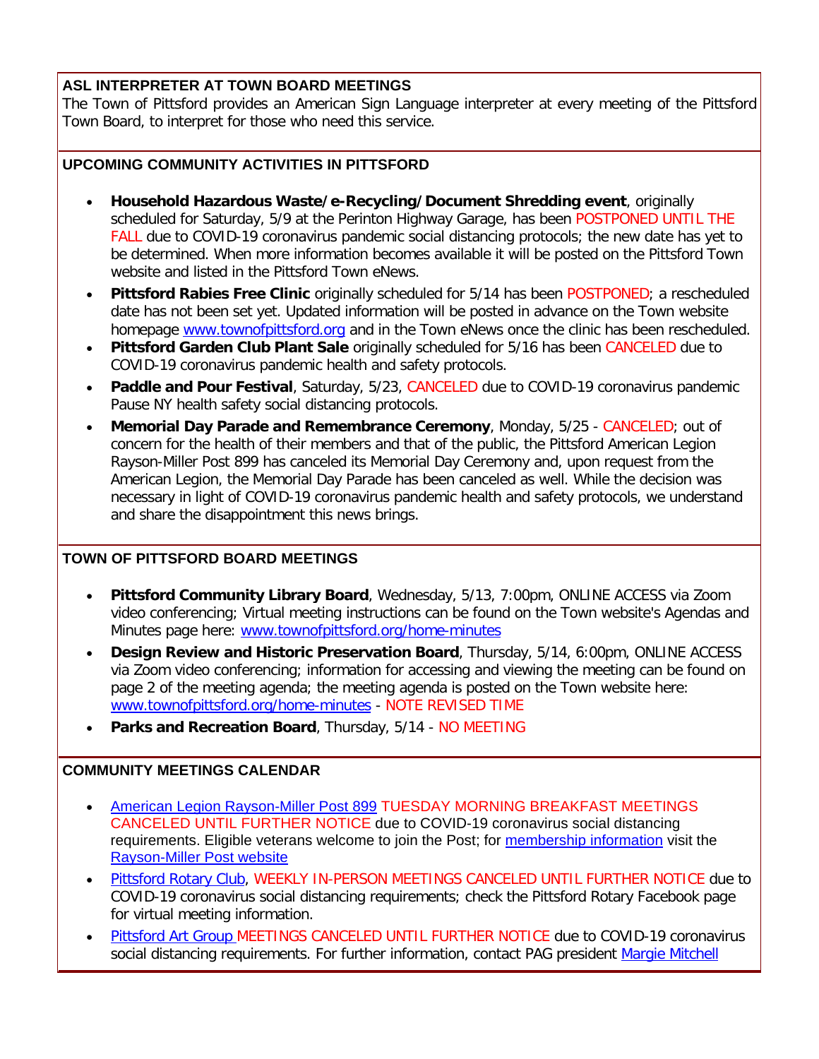## ASL INTERPRETER AT TOWN BOARD MEETINGS

The Town of Pittsford provides an American Sign Language interpreter at every meeting of the Pittsford Town Board, to interpret for those who need this service.

## UPCOMING COMMUNITY ACTIVITIES IN PITTSFORD

- **Household Hazardous Waste/e-Recycling/Document Shredding event**, originally scheduled for Saturday, 5/9 at the Perinton Highway Garage, has been POSTPONED UNTIL THE FALL due to COVID-19 coronavirus pandemic social distancing protocols; the new date has yet to be determined. When more information becomes available it will be posted on the Pittsford Town website and listed in the Pittsford Town eNews.
- **Pittsford Rabies Free Clinic** originally scheduled for 5/14 has been POSTPONED; a rescheduled date has not been set yet. Updated information will be posted in advance on the Town website homepage www.townofpittsford.org and in the Town eNews once the clinic has been rescheduled.
- **Pittsford Garden Club Plant Sale** originally scheduled for 5/16 has been CANCELED due to COVID-19 coronavirus pandemic health and safety protocols.
- **Paddle and Pour Festival**, Saturday, 5/23, CANCELED due to COVID-19 coronavirus pandemic Pause NY health safety social distancing protocols.
- **Memorial Day Parade and Remembrance Ceremony**, Monday, 5/25 - CANCELED; out of concern for the health of their members and that of the public, the Pittsford American Legion Rayson-Miller Post 899 has canceled its Memorial Day Ceremony and, upon request from the American Legion, the Memorial Day Parade has been canceled as well. While the decision was necessary in light of COVID-19 coronavirus pandemic health and safety protocols, we understand and share the disappointment this news brings.

## TOWN OF PITTSFORD BOARD MEETINGS

- **Pittsford Community Library Board**, Wednesday, 5/13, 7:00pm, ONLINE ACCESS via Zoom video conferencing; Virtual meeting instructions can be found on the Town website's Agendas and Minutes page here: www.townofpittsford.org/home-minutes
- **Design Review and Historic Preservation Board**, Thursday, 5/14, 6:00pm, ONLINE ACCESS via Zoom video conferencing; information for accessing and viewing the meeting can be found on page 2 of the meeting agenda; the meeting agenda is posted on the Town website here: www.townofpittsford.org/home-minutes - NOTE REVISED TIME
- **Parks and Recreation Board**, Thursday, 5/14 - NO MEETING

## COMMUNITY MEETINGS CALENDAR

- American Legion Rayson-Miller Post 899 TUESDAY MORNING BREAKFAST MEETINGS CANCELED UNTIL FURTHER NOTICE due to COVID-19 coronavirus social distancing requirements. Eligible veterans welcome to join the Post; for membership information visit the Rayson-Miller Post website
- Pittsford Rotary Club, WEEKLY IN-PERSON MEETINGS CANCELED UNTIL FURTHER NOTICE due to COVID-19 coronavirus social distancing requirements; check the Pittsford Rotary Facebook page for virtual meeting information.
- Pittsford Art Group MEETINGS CANCELED UNTIL FURTHER NOTICE due to COVID-19 coronavirus social distancing requirements. For further information, contact PAG president Margie Mitchell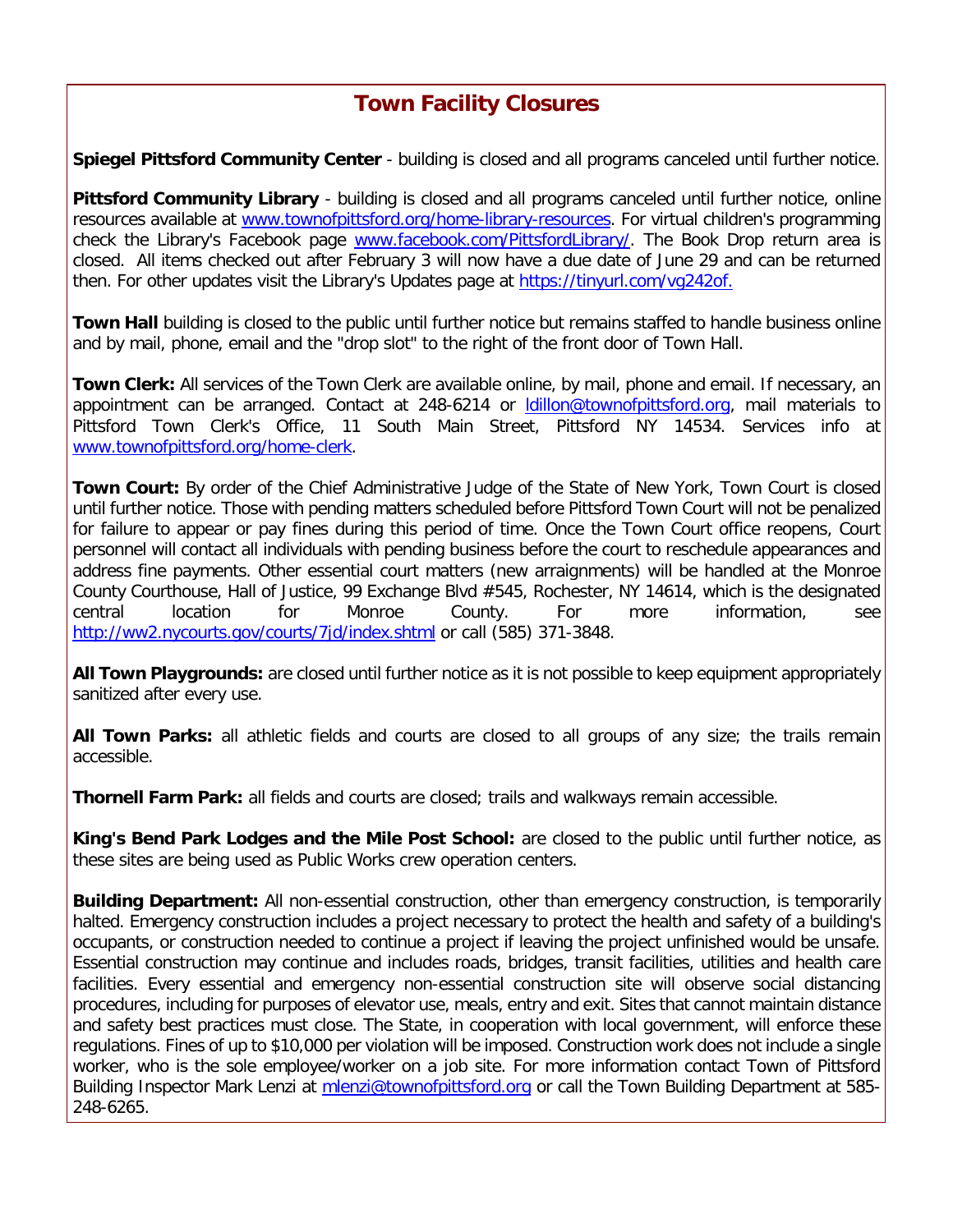## Town Facility Closures

**Spiegel Pittsford Community Center** - building is closed and all programs canceled until further notice.

**Pittsford Community Library** - building is closed and all programs canceled until further notice, online resources available at www.townofpittsford.org/home-library-resources. For virtual children's programming check the Library's Facebook page www.facebook.com/PittsfordLibrary/. The Book Drop return area is closed. All items checked out after February 3 will now have a due date of June 29 and can be returned then. For other updates visit the Library's Updates page at https://tinyurl.com/vg242of.

**Town Hall** building is closed to the public until further notice but remains staffed to handle business online and by mail, phone, email and the "drop slot" to the right of the front door of Town Hall.

**Town Clerk:** All services of the Town Clerk are available online, by mail, phone and email. If necessary, an appointment can be arranged. Contact at 248-6214 or ldillon@townofpittsford.org, mail materials to Pittsford Town Clerk's Office, 11 South Main Street, Pittsford NY 14534. Services info at www.townofpittsford.org/home-clerk.

**Town Court:** By order of the Chief Administrative Judge of the State of New York, Town Court is closed until further notice. Those with pending matters scheduled before Pittsford Town Court will not be penalized for failure to appear or pay fines during this period of time. Once the Town Court office reopens, Court personnel will contact all individuals with pending business before the court to reschedule appearances and address fine payments. Other essential court matters (new arraignments) will be handled at the Monroe County Courthouse, Hall of Justice, 99 Exchange Blvd #545, Rochester, NY 14614, which is the designated central location for Monroe County. For more information, see http://ww2.nycourts.gov/courts/7jd/index.shtml or call (585) 371-3848.

**All Town Playgrounds:** are closed until further notice as it is not possible to keep equipment appropriately sanitized after every use.

**All Town Parks:** all athletic fields and courts are closed to all groups of any size; the trails remain accessible.

**Thornell Farm Park:** all fields and courts are closed; trails and walkways remain accessible.

**King's Bend Park Lodges and the Mile Post School:** are closed to the public until further notice, as these sites are being used as Public Works crew operation centers.

**Building Department:** All non-essential construction, other than emergency construction, is temporarily halted. Emergency construction includes a project necessary to protect the health and safety of a building's occupants, or construction needed to continue a project if leaving the project unfinished would be unsafe. Essential construction may continue and includes roads, bridges, transit facilities, utilities and health care facilities. Every essential and emergency non-essential construction site will observe social distancing procedures, including for purposes of elevator use, meals, entry and exit. Sites that cannot maintain distance and safety best practices must close. The State, in cooperation with local government, will enforce these regulations. Fines of up to $10,000 per violation will be imposed. Construction work does not include a single worker, who is the sole employee/worker on a job site. For more information contact Town of Pittsford Building Inspector Mark Lenzi at mlenzi@townofpittsford.org or call the Town Building Department at 585-248-6265.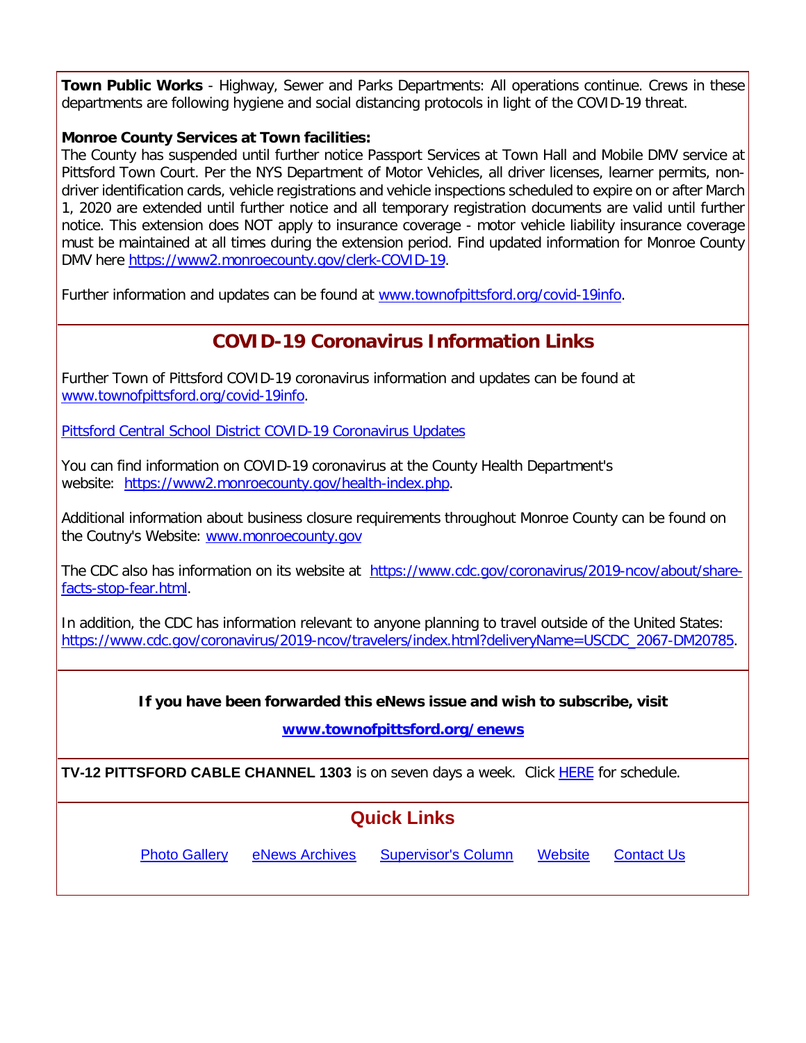**Town Public Works** - Highway, Sewer and Parks Departments: All operations continue. Crews in these departments are following hygiene and social distancing protocols in light of the COVID-19 threat.

**Monroe County Services at Town facilities:**
The County has suspended until further notice Passport Services at Town Hall and Mobile DMV service at Pittsford Town Court. Per the NYS Department of Motor Vehicles, all driver licenses, learner permits, non-driver identification cards, vehicle registrations and vehicle inspections scheduled to expire on or after March 1, 2020 are extended until further notice and all temporary registration documents are valid until further notice. This extension does NOT apply to insurance coverage - motor vehicle liability insurance coverage must be maintained at all times during the extension period. Find updated information for Monroe County DMV here https://www2.monroecounty.gov/clerk-COVID-19.

Further information and updates can be found at www.townofpittsford.org/covid-19info.

## COVID-19 Coronavirus Information Links

Further Town of Pittsford COVID-19 coronavirus information and updates can be found at www.townofpittsford.org/covid-19info.

Pittsford Central School District COVID-19 Coronavirus Updates

You can find information on COVID-19 coronavirus at the County Health Department's website: https://www2.monroecounty.gov/health-index.php.

Additional information about business closure requirements throughout Monroe County can be found on the Coutny's Website: www.monroecounty.gov

The CDC also has information on its website at https://www.cdc.gov/coronavirus/2019-ncov/about/share-facts-stop-fear.html.

In addition, the CDC has information relevant to anyone planning to travel outside of the United States: https://www.cdc.gov/coronavirus/2019-ncov/travelers/index.html?deliveryName=USCDC_2067-DM20785.

**If you have been forwarded this eNews issue and wish to subscribe, visit**

**www.townofpittsford.org/enews**

**TV-12 PITTSFORD CABLE CHANNEL 1303** is on seven days a week. Click HERE for schedule.

## Quick Links

Photo Gallery    eNews Archives    Supervisor's Column    Website    Contact Us